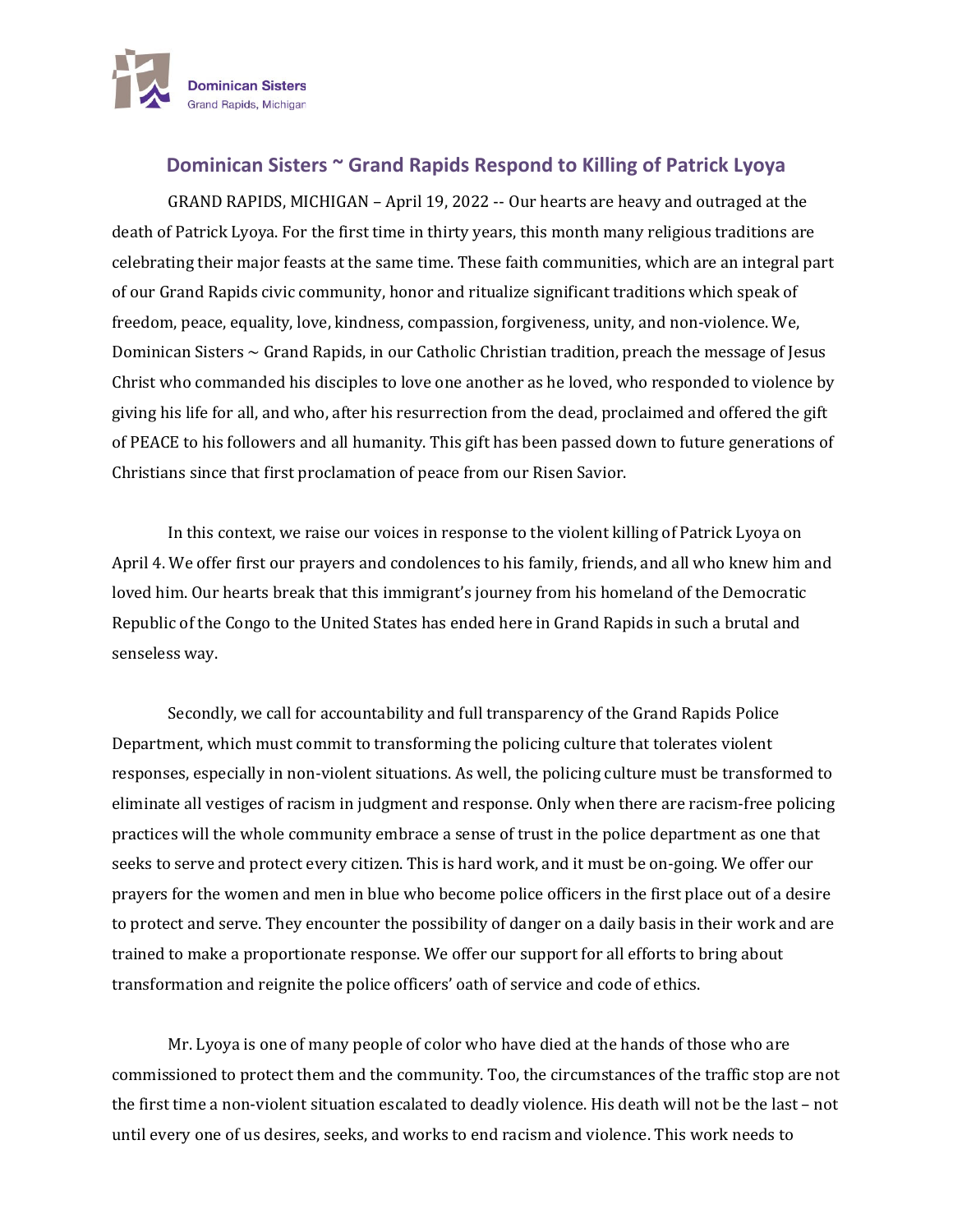Dominican Sisters
Grand Rapids, Michigan

## Dominican Sisters ~ Grand Rapids Respond to Killing of Patrick Lyoya

GRAND RAPIDS, MICHIGAN – April 19, 2022 -- Our hearts are heavy and outraged at the death of Patrick Lyoya. For the first time in thirty years, this month many religious traditions are celebrating their major feasts at the same time. These faith communities, which are an integral part of our Grand Rapids civic community, honor and ritualize significant traditions which speak of freedom, peace, equality, love, kindness, compassion, forgiveness, unity, and non-violence. We, Dominican Sisters ~ Grand Rapids, in our Catholic Christian tradition, preach the message of Jesus Christ who commanded his disciples to love one another as he loved, who responded to violence by giving his life for all, and who, after his resurrection from the dead, proclaimed and offered the gift of PEACE to his followers and all humanity. This gift has been passed down to future generations of Christians since that first proclamation of peace from our Risen Savior.

In this context, we raise our voices in response to the violent killing of Patrick Lyoya on April 4. We offer first our prayers and condolences to his family, friends, and all who knew him and loved him. Our hearts break that this immigrant's journey from his homeland of the Democratic Republic of the Congo to the United States has ended here in Grand Rapids in such a brutal and senseless way.

Secondly, we call for accountability and full transparency of the Grand Rapids Police Department, which must commit to transforming the policing culture that tolerates violent responses, especially in non-violent situations. As well, the policing culture must be transformed to eliminate all vestiges of racism in judgment and response. Only when there are racism-free policing practices will the whole community embrace a sense of trust in the police department as one that seeks to serve and protect every citizen. This is hard work, and it must be on-going. We offer our prayers for the women and men in blue who become police officers in the first place out of a desire to protect and serve. They encounter the possibility of danger on a daily basis in their work and are trained to make a proportionate response. We offer our support for all efforts to bring about transformation and reignite the police officers' oath of service and code of ethics.

Mr. Lyoya is one of many people of color who have died at the hands of those who are commissioned to protect them and the community. Too, the circumstances of the traffic stop are not the first time a non-violent situation escalated to deadly violence. His death will not be the last – not until every one of us desires, seeks, and works to end racism and violence. This work needs to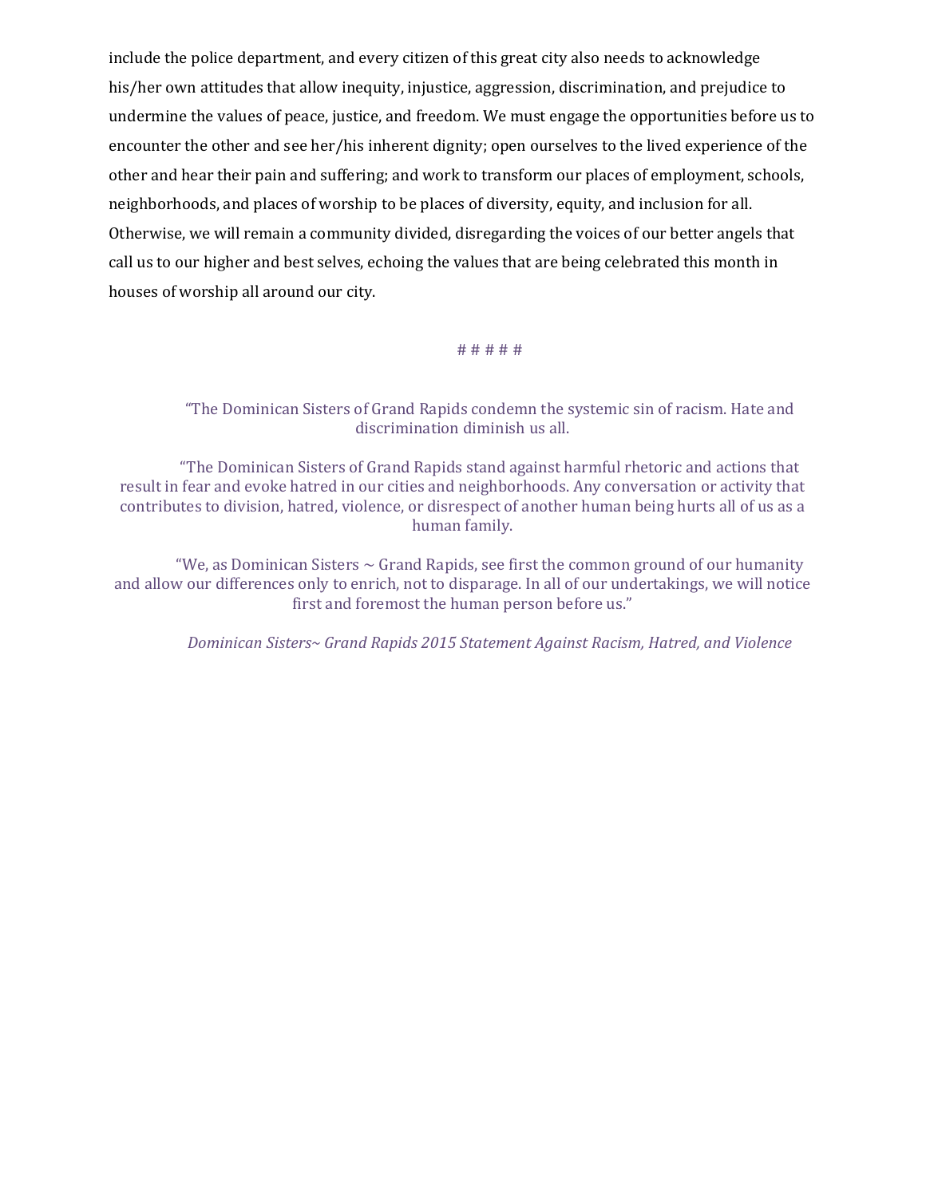include the police department, and every citizen of this great city also needs to acknowledge his/her own attitudes that allow inequity, injustice, aggression, discrimination, and prejudice to undermine the values of peace, justice, and freedom. We must engage the opportunities before us to encounter the other and see her/his inherent dignity; open ourselves to the lived experience of the other and hear their pain and suffering; and work to transform our places of employment, schools, neighborhoods, and places of worship to be places of diversity, equity, and inclusion for all. Otherwise, we will remain a community divided, disregarding the voices of our better angels that call us to our higher and best selves, echoing the values that are being celebrated this month in houses of worship all around our city.

# # # # #

"The Dominican Sisters of Grand Rapids condemn the systemic sin of racism. Hate and discrimination diminish us all.

"The Dominican Sisters of Grand Rapids stand against harmful rhetoric and actions that result in fear and evoke hatred in our cities and neighborhoods. Any conversation or activity that contributes to division, hatred, violence, or disrespect of another human being hurts all of us as a human family.

"We, as Dominican Sisters ~ Grand Rapids, see first the common ground of our humanity and allow our differences only to enrich, not to disparage. In all of our undertakings, we will notice first and foremost the human person before us."

*Dominican Sisters~ Grand Rapids 2015 Statement Against Racism, Hatred, and Violence*